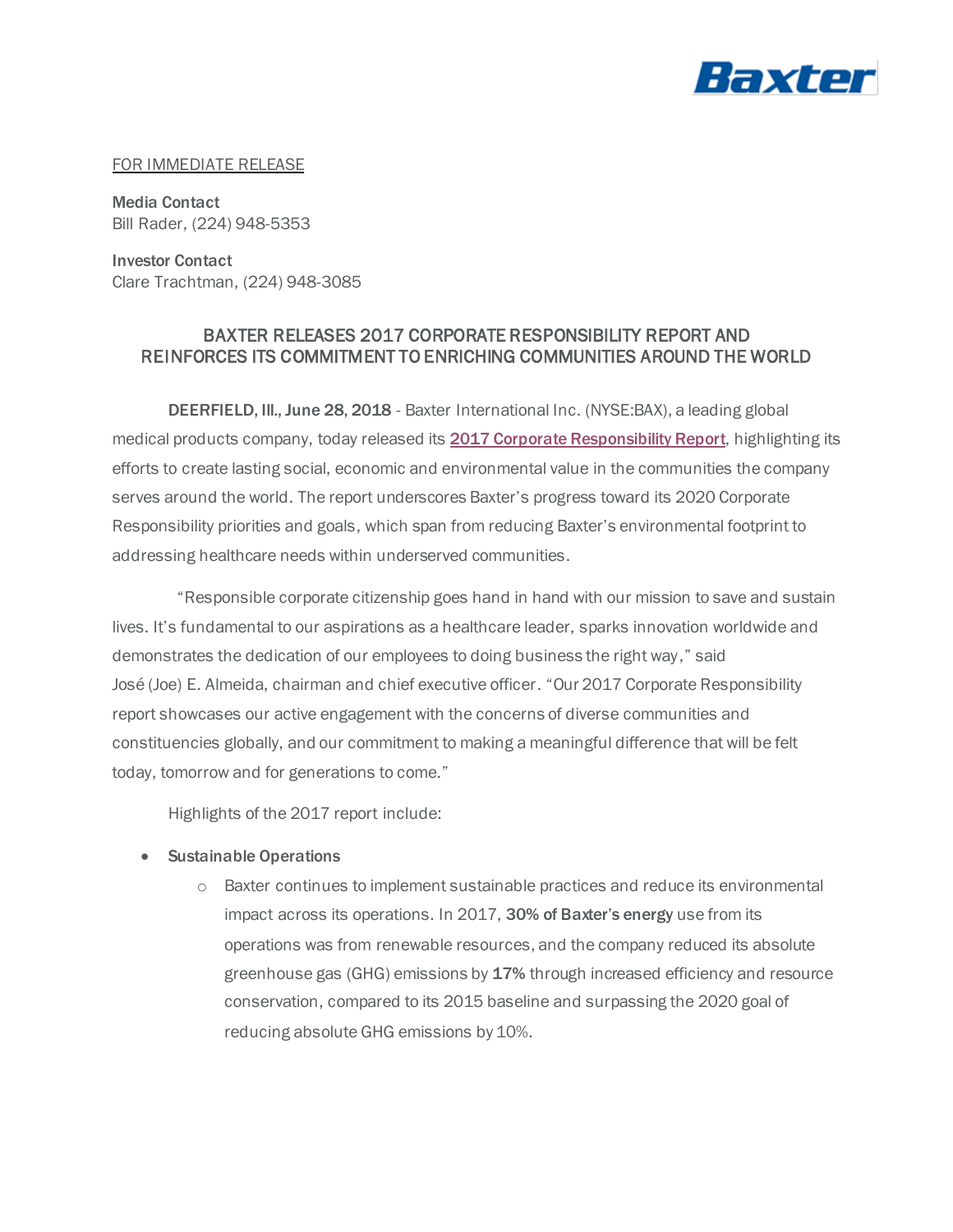Baxter

FOR IMMEDIATE RELEASE

**Media Contact**
Bill Rader, (224) 948-5353

**Investor Contact**
Clare Trachtman, (224) 948-3085

# BAXTER RELEASES 2017 CORPORATE RESPONSIBILITY REPORT AND REINFORCES ITS COMMITMENT TO ENRICHING COMMUNITIES AROUND THE WORLD

**DEERFIELD, Ill., June 28, 2018** - Baxter International Inc. (NYSE:BAX), a leading global medical products company, today released its [2017 Corporate Responsibility Report](), highlighting its efforts to create lasting social, economic and environmental value in the communities the company serves around the world. The report underscores Baxter's progress toward its 2020 Corporate Responsibility priorities and goals, which span from reducing Baxter's environmental footprint to addressing healthcare needs within underserved communities.

"Responsible corporate citizenship goes hand in hand with our mission to save and sustain lives. It's fundamental to our aspirations as a healthcare leader, sparks innovation worldwide and demonstrates the dedication of our employees to doing business the right way," said José (Joe) E. Almeida, chairman and chief executive officer. "Our 2017 Corporate Responsibility report showcases our active engagement with the concerns of diverse communities and constituencies globally, and our commitment to making a meaningful difference that will be felt today, tomorrow and for generations to come."

Highlights of the 2017 report include:

- **Sustainable Operations**
  - Baxter continues to implement sustainable practices and reduce its environmental impact across its operations. In 2017, **30% of Baxter's energy** use from its operations was from renewable resources, and the company reduced its absolute greenhouse gas (GHG) emissions by **17%** through increased efficiency and resource conservation, compared to its 2015 baseline and surpassing the 2020 goal of reducing absolute GHG emissions by 10%.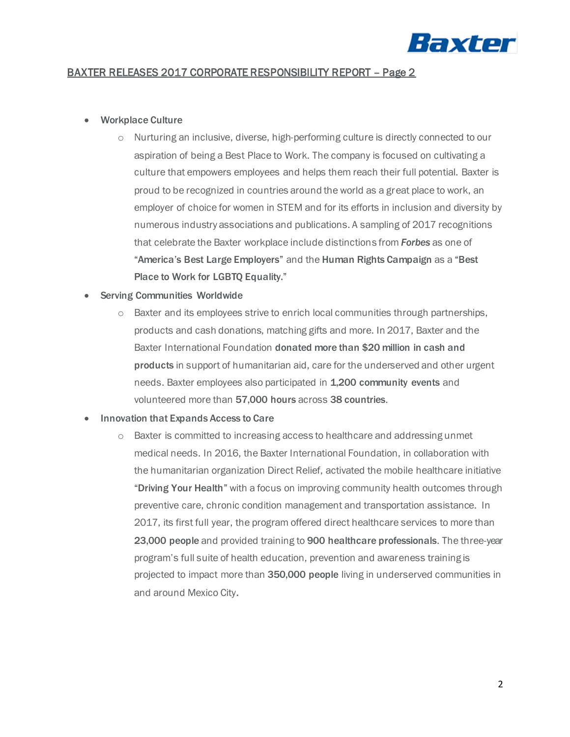## BAXTER RELEASES 2017 CORPORATE RESPONSIBILITY REPORT – Page 2

- Workplace Culture
  - Nurturing an inclusive, diverse, high-performing culture is directly connected to our aspiration of being a Best Place to Work. The company is focused on cultivating a culture that empowers employees and helps them reach their full potential. Baxter is proud to be recognized in countries around the world as a great place to work, an employer of choice for women in STEM and for its efforts in inclusion and diversity by numerous industry associations and publications. A sampling of 2017 recognitions that celebrate the Baxter workplace include distinctions from ***Forbes*** as one of "**America's Best Large Employers**" and the **Human Rights Campaign** as a "**Best Place to Work for LGBTQ Equality.**"
- Serving Communities Worldwide
  - Baxter and its employees strive to enrich local communities through partnerships, products and cash donations, matching gifts and more. In 2017, Baxter and the Baxter International Foundation **donated more than $20 million in cash and products** in support of humanitarian aid, care for the underserved and other urgent needs. Baxter employees also participated in **1,200 community events** and volunteered more than **57,000 hours** across **38 countries**.
- Innovation that Expands Access to Care
  - Baxter is committed to increasing access to healthcare and addressing unmet medical needs. In 2016, the Baxter International Foundation, in collaboration with the humanitarian organization Direct Relief, activated the mobile healthcare initiative "**Driving Your Health**" with a focus on improving community health outcomes through preventive care, chronic condition management and transportation assistance. In 2017, its first full year, the program offered direct healthcare services to more than **23,000 people** and provided training to **900 healthcare professionals**. The three-year program's full suite of health education, prevention and awareness training is projected to impact more than **350,000 people** living in underserved communities in and around Mexico City.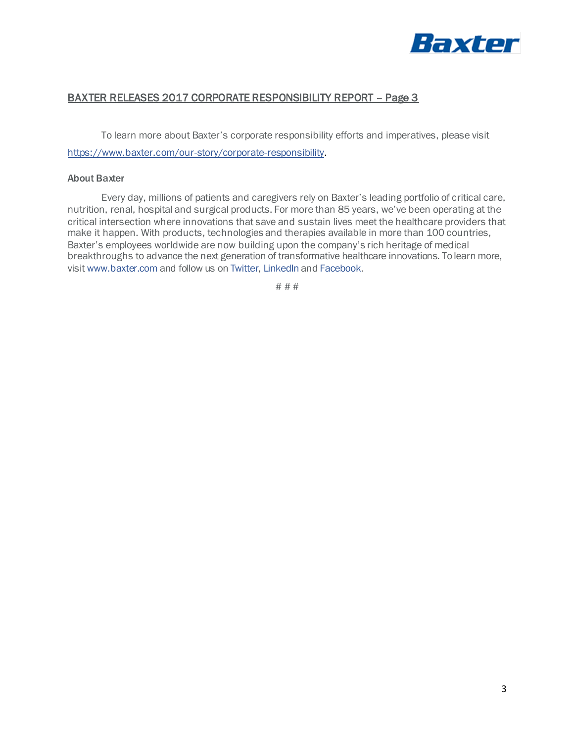To learn more about Baxter's corporate responsibility efforts and imperatives, please visit https://www.baxter.com/our-story/corporate-responsibility.

**About Baxter**

Every day, millions of patients and caregivers rely on Baxter's leading portfolio of critical care, nutrition, renal, hospital and surgical products. For more than 85 years, we've been operating at the critical intersection where innovations that save and sustain lives meet the healthcare providers that make it happen. With products, technologies and therapies available in more than 100 countries, Baxter's employees worldwide are now building upon the company's rich heritage of medical breakthroughs to advance the next generation of transformative healthcare innovations. To learn more, visit www.baxter.com and follow us on Twitter, LinkedIn and Facebook.

# # #